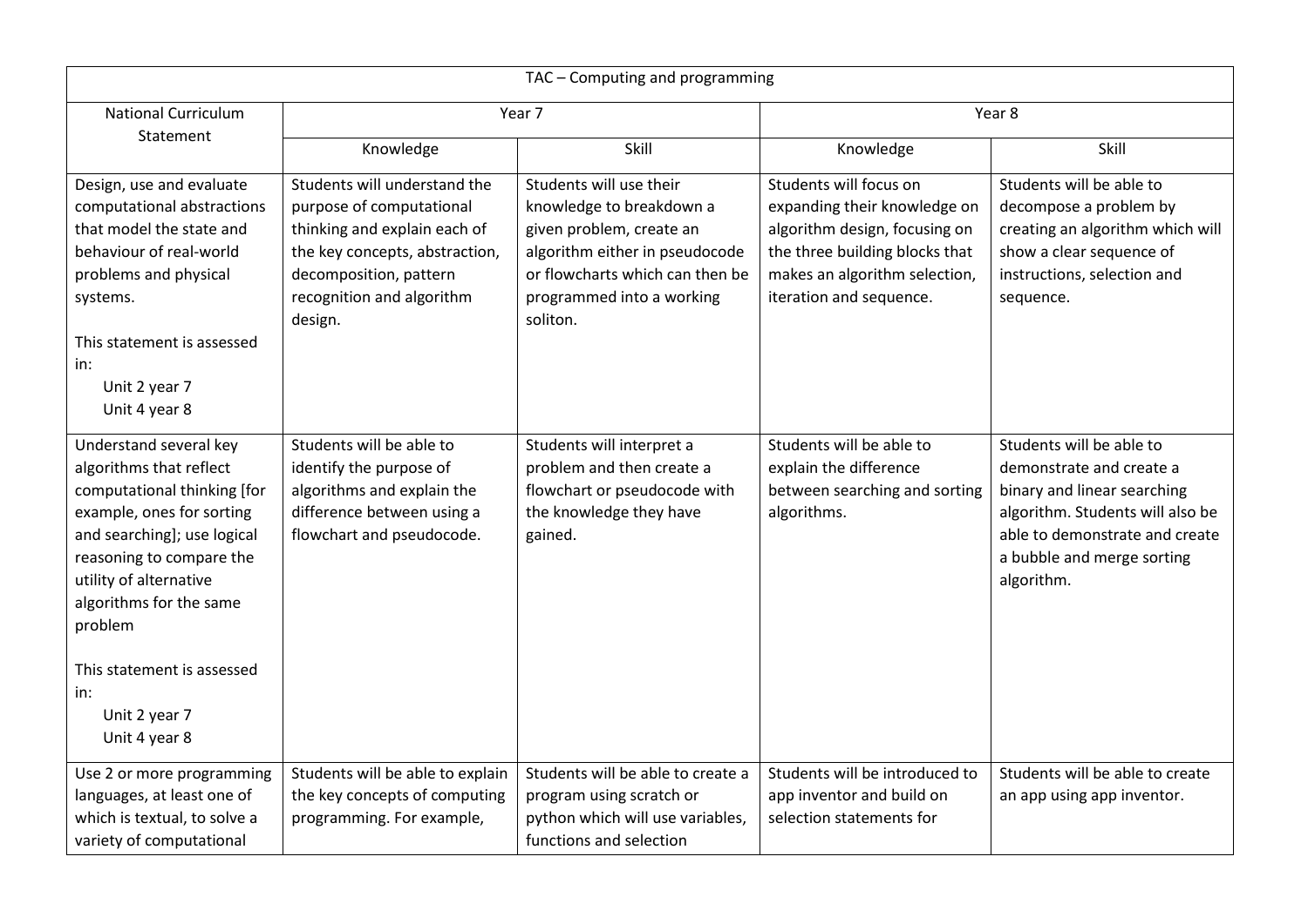| TAC – Computing and programming | | | | |
|---|---|---|---|---|
| National Curriculum Statement | Year 7 | | Year 8 | |
| | Knowledge | Skill | Knowledge | Skill |
| Design, use and evaluate computational abstractions that model the state and behaviour of real-world problems and physical systems.<br><br>This statement is assessed in:<br>Unit 2 year 7<br>Unit 4 year 8 | Students will understand the purpose of computational thinking and explain each of the key concepts, abstraction, decomposition, pattern recognition and algorithm design. | Students will use their knowledge to breakdown a given problem, create an algorithm either in pseudocode or flowcharts which can then be programmed into a working soliton. | Students will focus on expanding their knowledge on algorithm design, focusing on the three building blocks that makes an algorithm selection, iteration and sequence. | Students will be able to decompose a problem by creating an algorithm which will show a clear sequence of instructions, selection and sequence. |
| Understand several key algorithms that reflect computational thinking [for example, ones for sorting and searching]; use logical reasoning to compare the utility of alternative algorithms for the same problem<br><br>This statement is assessed in:<br>Unit 2 year 7<br>Unit 4 year 8 | Students will be able to identify the purpose of algorithms and explain the difference between using a flowchart and pseudocode. | Students will interpret a problem and then create a flowchart or pseudocode with the knowledge they have gained. | Students will be able to explain the difference between searching and sorting algorithms. | Students will be able to demonstrate and create a binary and linear searching algorithm. Students will also be able to demonstrate and create a bubble and merge sorting algorithm. |
| Use 2 or more programming languages, at least one of which is textual, to solve a variety of computational | Students will be able to explain the key concepts of computing programming. For example, | Students will be able to create a program using scratch or python which will use variables, functions and selection | Students will be introduced to app inventor and build on selection statements for | Students will be able to create an app using app inventor. |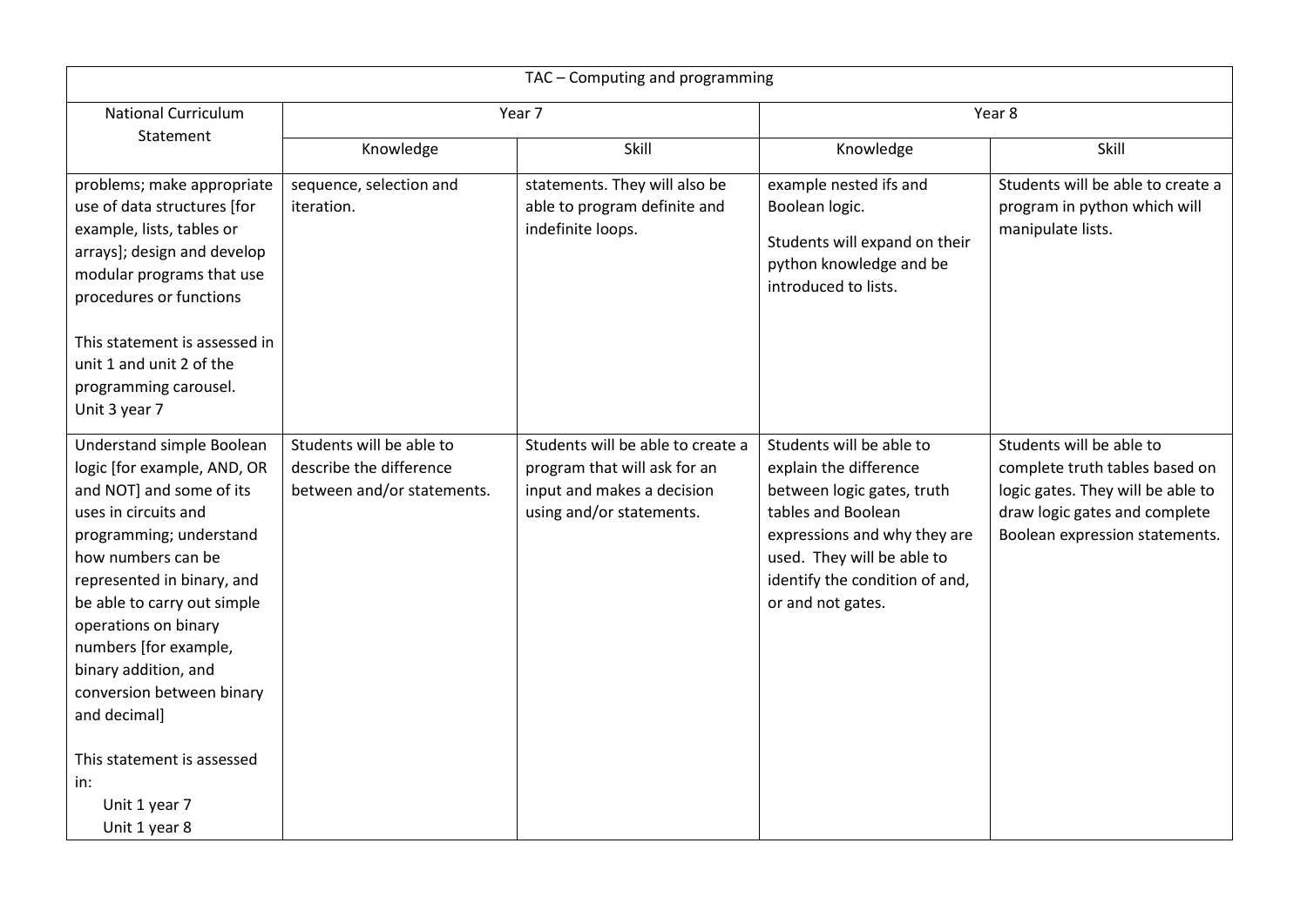| TAC – Computing and programming | | | | |
|---|---|---|---|---|
| National Curriculum Statement | Year 7 | | Year 8 | |
| | Knowledge | Skill | Knowledge | Skill |
| problems; make appropriate use of data structures [for example, lists, tables or arrays]; design and develop modular programs that use procedures or functions<br><br>This statement is assessed in unit 1 and unit 2 of the programming carousel.<br>Unit 3 year 7 | sequence, selection and iteration. | statements. They will also be able to program definite and indefinite loops. | example nested ifs and Boolean logic.<br><br>Students will expand on their python knowledge and be introduced to lists. | Students will be able to create a program in python which will manipulate lists. |
| Understand simple Boolean logic [for example, AND, OR and NOT] and some of its uses in circuits and programming; understand how numbers can be represented in binary, and be able to carry out simple operations on binary numbers [for example, binary addition, and conversion between binary and decimal]<br><br>This statement is assessed in:<br>Unit 1 year 7<br>Unit 1 year 8 | Students will be able to describe the difference between and/or statements. | Students will be able to create a program that will ask for an input and makes a decision using and/or statements. | Students will be able to explain the difference between logic gates, truth tables and Boolean expressions and why they are used. They will be able to identify the condition of and, or and not gates. | Students will be able to complete truth tables based on logic gates. They will be able to draw logic gates and complete Boolean expression statements. |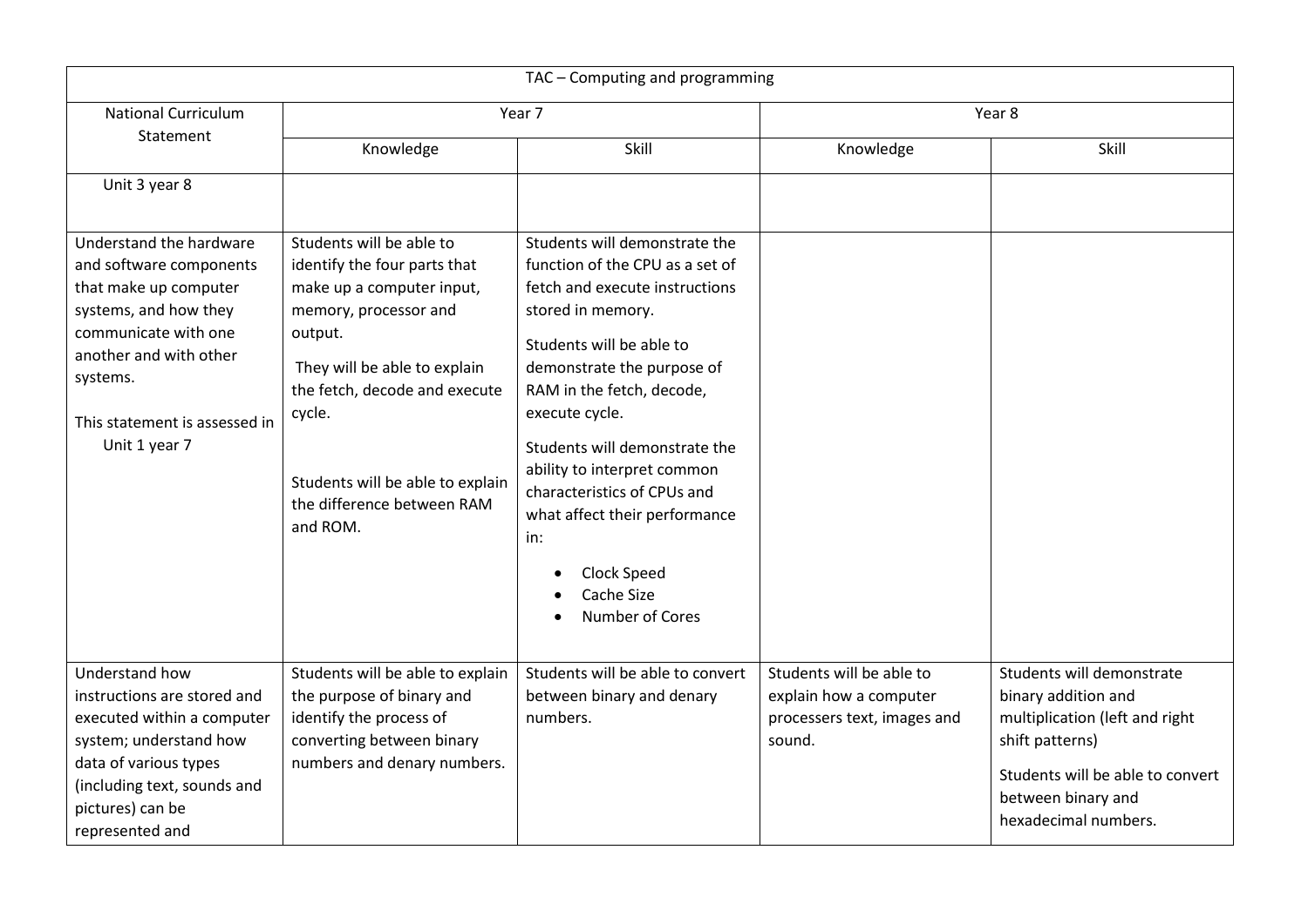| TAC – Computing and programming | | | | |
|---|---|---|---|---|
| National Curriculum Statement | Year 7 | | Year 8 | |
| | Knowledge | Skill | Knowledge | Skill |
| Unit 3 year 8 | | | | |
| Understand the hardware and software components that make up computer systems, and how they communicate with one another and with other systems.<br><br>This statement is assessed in Unit 1 year 7 | Students will be able to identify the four parts that make up a computer input, memory, processor and output.<br><br>They will be able to explain the fetch, decode and execute cycle.<br><br>Students will be able to explain the difference between RAM and ROM. | Students will demonstrate the function of the CPU as a set of fetch and execute instructions stored in memory.<br><br>Students will be able to demonstrate the purpose of RAM in the fetch, decode, execute cycle.<br><br>Students will demonstrate the ability to interpret common characteristics of CPUs and what affect their performance in:<br>• Clock Speed<br>• Cache Size<br>• Number of Cores | | |
| Understand how instructions are stored and executed within a computer system; understand how data of various types (including text, sounds and pictures) can be represented and | Students will be able to explain the purpose of binary and identify the process of converting between binary numbers and denary numbers. | Students will be able to convert between binary and denary numbers. | Students will be able to explain how a computer processers text, images and sound. | Students will demonstrate binary addition and multiplication (left and right shift patterns)<br><br>Students will be able to convert between binary and hexadecimal numbers. |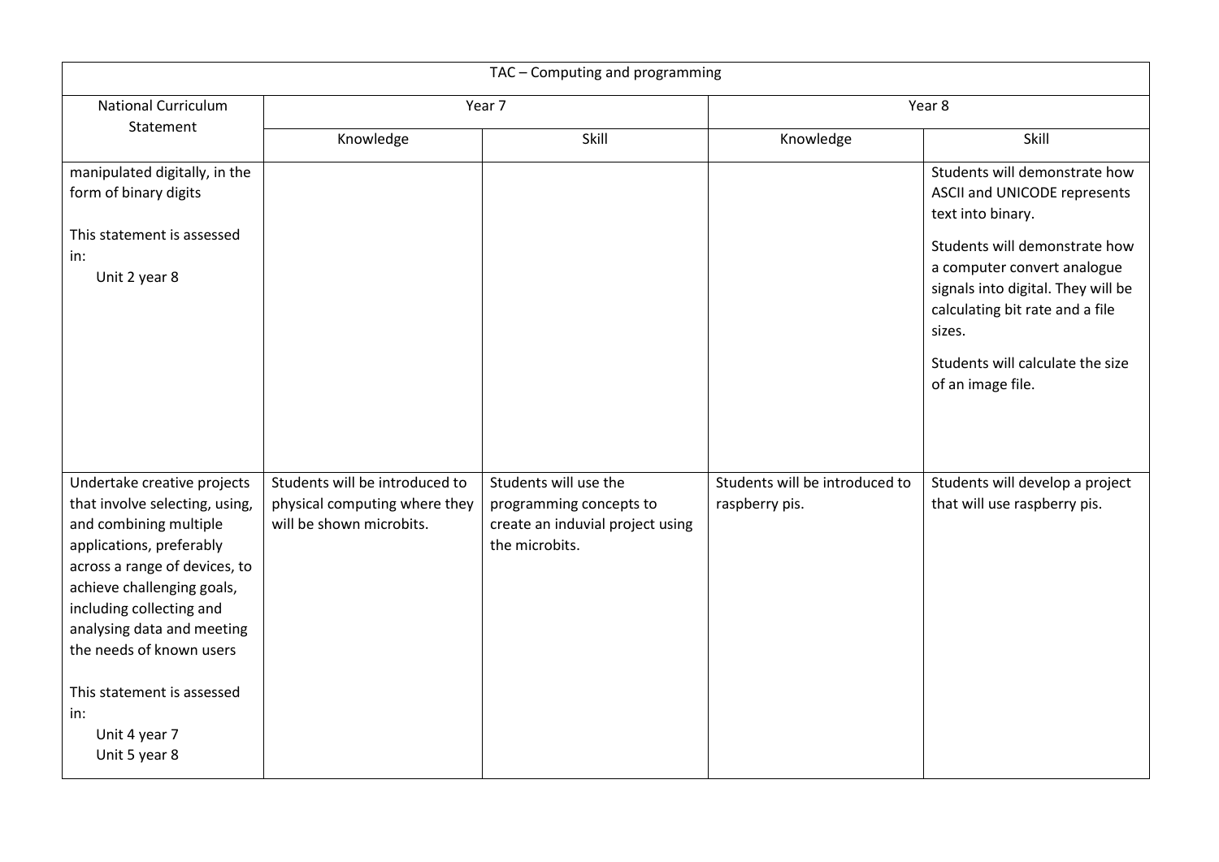| TAC – Computing and programming | | | | |
|---|---|---|---|---|
| National Curriculum Statement | Year 7 | | Year 8 | |
| | Knowledge | Skill | Knowledge | Skill |
| manipulated digitally, in the form of binary digits<br><br>This statement is assessed in:<br>Unit 2 year 8 | | | | Students will demonstrate how ASCII and UNICODE represents text into binary.<br><br>Students will demonstrate how a computer convert analogue signals into digital. They will be calculating bit rate and a file sizes.<br><br>Students will calculate the size of an image file. |
| Undertake creative projects that involve selecting, using, and combining multiple applications, preferably across a range of devices, to achieve challenging goals, including collecting and analysing data and meeting the needs of known users<br><br>This statement is assessed in:<br>Unit 4 year 7<br>Unit 5 year 8 | Students will be introduced to physical computing where they will be shown microbits. | Students will use the programming concepts to create an induvial project using the microbits. | Students will be introduced to raspberry pis. | Students will develop a project that will use raspberry pis. |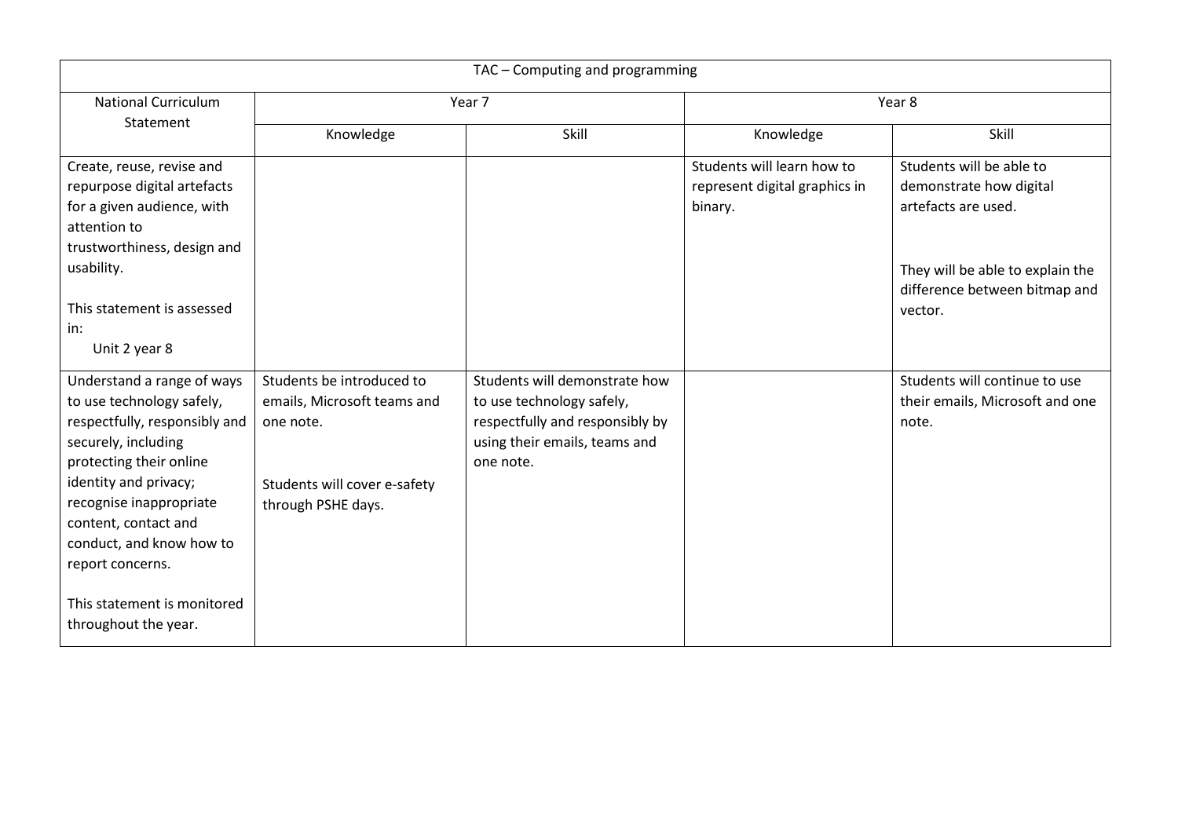| TAC – Computing and programming | | | | |
|---|---|---|---|---|
| National Curriculum Statement | Year 7 | | Year 8 | |
| | Knowledge | Skill | Knowledge | Skill |
| Create, reuse, revise and repurpose digital artefacts for a given audience, with attention to trustworthiness, design and usability.<br><br>This statement is assessed in:<br>Unit 2 year 8 | | | Students will learn how to represent digital graphics in binary. | Students will be able to demonstrate how digital artefacts are used.<br><br>They will be able to explain the difference between bitmap and vector. |
| Understand a range of ways to use technology safely, respectfully, responsibly and securely, including protecting their online identity and privacy; recognise inappropriate content, contact and conduct, and know how to report concerns.<br><br>This statement is monitored throughout the year. | Students be introduced to emails, Microsoft teams and one note.<br><br>Students will cover e-safety through PSHE days. | Students will demonstrate how to use technology safely, respectfully and responsibly by using their emails, teams and one note. | | Students will continue to use their emails, Microsoft and one note. |